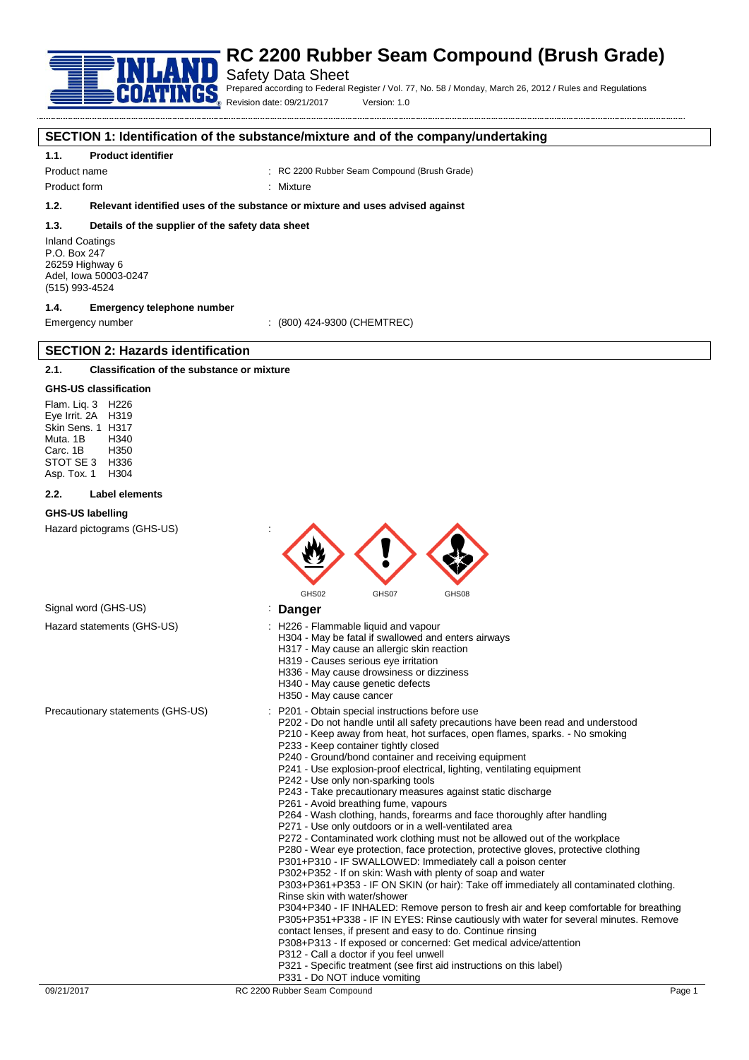# RC 2200 Rubber Seam Compound (Brush Grade)

Safety Data Sheet

Prepared according to Federal Register / Vol. 77, No. 58 / Monday, March 26, 2012 / Rules and Regulations

Revision date: 09/21/2017 Version: 1.0

## SECTION 1: Identification of the substance/mixture and of the company/undertaking

### 1.1. Product identifier

Product name : RC 2200 Rubber Seam Compound (Brush Grade)

Product form : Mixture

### 1.2. Relevant identified uses of the substance or mixture and uses advised against

### 1.3. Details of the supplier of the safety data sheet

Inland Coatings
P.O. Box 247
26259 Highway 6
Adel, Iowa 50003-0247
(515) 993-4524

### 1.4. Emergency telephone number

Emergency number : (800) 424-9300 (CHEMTREC)

## SECTION 2: Hazards identification

### 2.1. Classification of the substance or mixture

**GHS-US classification**

Flam. Liq. 3 H226
Eye Irrit. 2A H319
Skin Sens. 1 H317
Muta. 1B H340
Carc. 1B H350
STOT SE 3 H336
Asp. Tox. 1 H304

### 2.2. Label elements

**GHS-US labelling**

Hazard pictograms (GHS-US) :

GHS02 GHS07 GHS08

Signal word (GHS-US) : **Danger**

Hazard statements (GHS-US) :
- H226 - Flammable liquid and vapour
- H304 - May be fatal if swallowed and enters airways
- H317 - May cause an allergic skin reaction
- H319 - Causes serious eye irritation
- H336 - May cause drowsiness or dizziness
- H340 - May cause genetic defects
- H350 - May cause cancer

Precautionary statements (GHS-US) :
- P201 - Obtain special instructions before use
- P202 - Do not handle until all safety precautions have been read and understood
- P210 - Keep away from heat, hot surfaces, open flames, sparks. - No smoking
- P233 - Keep container tightly closed
- P240 - Ground/bond container and receiving equipment
- P241 - Use explosion-proof electrical, lighting, ventilating equipment
- P242 - Use only non-sparking tools
- P243 - Take precautionary measures against static discharge
- P261 - Avoid breathing fume, vapours
- P264 - Wash clothing, hands, forearms and face thoroughly after handling
- P271 - Use only outdoors or in a well-ventilated area
- P272 - Contaminated work clothing must not be allowed out of the workplace
- P280 - Wear eye protection, face protection, protective gloves, protective clothing
- P301+P310 - IF SWALLOWED: Immediately call a poison center
- P302+P352 - If on skin: Wash with plenty of soap and water
- P303+P361+P353 - IF ON SKIN (or hair): Take off immediately all contaminated clothing. Rinse skin with water/shower
- P304+P340 - IF INHALED: Remove person to fresh air and keep comfortable for breathing
- P305+P351+P338 - IF IN EYES: Rinse cautiously with water for several minutes. Remove contact lenses, if present and easy to do. Continue rinsing
- P308+P313 - If exposed or concerned: Get medical advice/attention
- P312 - Call a doctor if you feel unwell
- P321 - Specific treatment (see first aid instructions on this label)
- P331 - Do NOT induce vomiting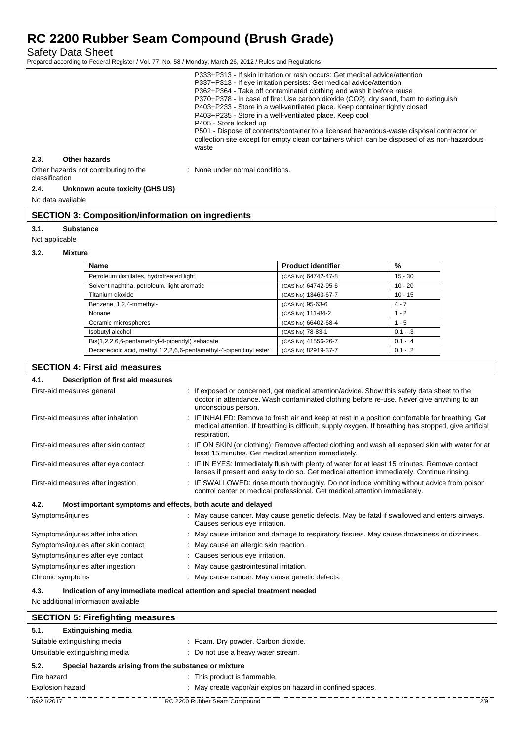P333+P313 - If skin irritation or rash occurs: Get medical advice/attention
P337+P313 - If eye irritation persists: Get medical advice/attention
P362+P364 - Take off contaminated clothing and wash it before reuse
P370+P378 - In case of fire: Use carbon dioxide ($CO_2$), dry sand, foam to extinguish
P403+P233 - Store in a well-ventilated place. Keep container tightly closed
P403+P235 - Store in a well-ventilated place. Keep cool
P405 - Store locked up
P501 - Dispose of contents/container to a licensed hazardous-waste disposal contractor or collection site except for empty clean containers which can be disposed of as non-hazardous waste

### 2.3. Other hazards

Other hazards not contributing to the classification : None under normal conditions.

### 2.4. Unknown acute toxicity (GHS US)

No data available

## SECTION 3: Composition/information on ingredients

### 3.1. Substance

Not applicable

### 3.2. Mixture

| Name | Product identifier | % |
|---|---|---|
| Petroleum distillates, hydrotreated light | (CAS No) 64742-47-8 | 15 - 30 |
| Solvent naphtha, petroleum, light aromatic | (CAS No) 64742-95-6 | 10 - 20 |
| Titanium dioxide | (CAS No) 13463-67-7 | 10 - 15 |
| Benzene, 1,2,4-trimethyl- | (CAS No) 95-63-6 | 4 - 7 |
| Nonane | (CAS No) 111-84-2 | 1 - 2 |
| Ceramic microspheres | (CAS No) 66402-68-4 | 1 - 5 |
| Isobutyl alcohol | (CAS No) 78-83-1 | 0.1 - .3 |
| Bis(1,2,2,6,6-pentamethyl-4-piperidyl) sebacate | (CAS No) 41556-26-7 | 0.1 - .4 |
| Decanedioic acid, methyl 1,2,2,6,6-pentamethyl-4-piperidinyl ester | (CAS No) 82919-37-7 | 0.1 - .2 |

## SECTION 4: First aid measures

### 4.1. Description of first aid measures

First-aid measures general : If exposed or concerned, get medical attention/advice. Show this safety data sheet to the doctor in attendance. Wash contaminated clothing before re-use. Never give anything to an unconscious person.

First-aid measures after inhalation : IF INHALED: Remove to fresh air and keep at rest in a position comfortable for breathing. Get medical attention. If breathing is difficult, supply oxygen. If breathing has stopped, give artificial respiration.

First-aid measures after skin contact : IF ON SKIN (or clothing): Remove affected clothing and wash all exposed skin with water for at least 15 minutes. Get medical attention immediately.

First-aid measures after eye contact : IF IN EYES: Immediately flush with plenty of water for at least 15 minutes. Remove contact lenses if present and easy to do so. Get medical attention immediately. Continue rinsing.

First-aid measures after ingestion : IF SWALLOWED: rinse mouth thoroughly. Do not induce vomiting without advice from poison control center or medical professional. Get medical attention immediately.

### 4.2. Most important symptoms and effects, both acute and delayed

Symptoms/injuries : May cause cancer. May cause genetic defects. May be fatal if swallowed and enters airways. Causes serious eye irritation.

Symptoms/injuries after inhalation : May cause irritation and damage to respiratory tissues. May cause drowsiness or dizziness.

Symptoms/injuries after skin contact : May cause an allergic skin reaction.

Symptoms/injuries after eye contact : Causes serious eye irritation.

Symptoms/injuries after ingestion : May cause gastrointestinal irritation.

Chronic symptoms : May cause cancer. May cause genetic defects.

### 4.3. Indication of any immediate medical attention and special treatment needed

No additional information available

## SECTION 5: Firefighting measures

### 5.1. Extinguishing media

Suitable extinguishing media : Foam. Dry powder. Carbon dioxide.

Unsuitable extinguishing media : Do not use a heavy water stream.

### 5.2. Special hazards arising from the substance or mixture

Fire hazard : This product is flammable.

Explosion hazard : May create vapor/air explosion hazard in confined spaces.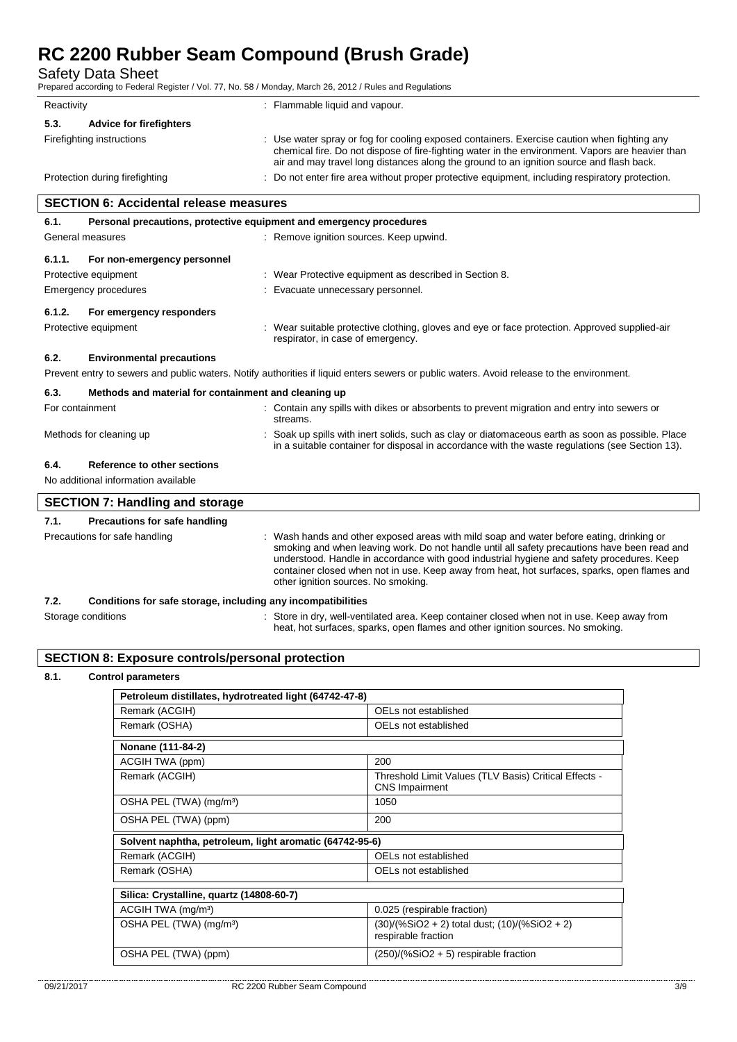| | |
|---|---|
| Reactivity | : Flammable liquid and vapour. |

**5.3. Advice for firefighters**

| | |
|---|---|
| Firefighting instructions | : Use water spray or fog for cooling exposed containers. Exercise caution when fighting any chemical fire. Do not dispose of fire-fighting water in the environment. Vapors are heavier than air and may travel long distances along the ground to an ignition source and flash back. |
| Protection during firefighting | : Do not enter fire area without proper protective equipment, including respiratory protection. |

## SECTION 6: Accidental release measures

**6.1. Personal precautions, protective equipment and emergency procedures**

| | |
|---|---|
| General measures | : Remove ignition sources. Keep upwind. |

**6.1.1. For non-emergency personnel**

| | |
|---|---|
| Protective equipment | : Wear Protective equipment as described in Section 8. |
| Emergency procedures | : Evacuate unnecessary personnel. |

**6.1.2. For emergency responders**

| | |
|---|---|
| Protective equipment | : Wear suitable protective clothing, gloves and eye or face protection. Approved supplied-air respirator, in case of emergency. |

**6.2. Environmental precautions**

Prevent entry to sewers and public waters. Notify authorities if liquid enters sewers or public waters. Avoid release to the environment.

**6.3. Methods and material for containment and cleaning up**

| | |
|---|---|
| For containment | : Contain any spills with dikes or absorbents to prevent migration and entry into sewers or streams. |
| Methods for cleaning up | : Soak up spills with inert solids, such as clay or diatomaceous earth as soon as possible. Place in a suitable container for disposal in accordance with the waste regulations (see Section 13). |

**6.4. Reference to other sections**

No additional information available

## SECTION 7: Handling and storage

**7.1. Precautions for safe handling**

| | |
|---|---|
| Precautions for safe handling | : Wash hands and other exposed areas with mild soap and water before eating, drinking or smoking and when leaving work. Do not handle until all safety precautions have been read and understood. Handle in accordance with good industrial hygiene and safety procedures. Keep container closed when not in use. Keep away from heat, hot surfaces, sparks, open flames and other ignition sources. No smoking. |

**7.2. Conditions for safe storage, including any incompatibilities**

| | |
|---|---|
| Storage conditions | : Store in dry, well-ventilated area. Keep container closed when not in use. Keep away from heat, hot surfaces, sparks, open flames and other ignition sources. No smoking. |

## SECTION 8: Exposure controls/personal protection

**8.1. Control parameters**

| Petroleum distillates, hydrotreated light (64742-47-8) | |
|---|---|
| Remark (ACGIH) | OELs not established |
| Remark (OSHA) | OELs not established |

| Nonane (111-84-2) | |
|---|---|
| ACGIH TWA (ppm) | 200 |
| Remark (ACGIH) | Threshold Limit Values (TLV Basis) Critical Effects - CNS Impairment |
| OSHA PEL (TWA) (mg/m³) | 1050 |
| OSHA PEL (TWA) (ppm) | 200 |

| Solvent naphtha, petroleum, light aromatic (64742-95-6) | |
|---|---|
| Remark (ACGIH) | OELs not established |
| Remark (OSHA) | OELs not established |

| Silica: Crystalline, quartz (14808-60-7) | |
|---|---|
| ACGIH TWA (mg/m³) | 0.025 (respirable fraction) |
| OSHA PEL (TWA) (mg/m³) | (30)/(%SiO2 + 2) total dust; (10)/(%SiO2 + 2) respirable fraction |
| OSHA PEL (TWA) (ppm) | (250)/(%SiO2 + 5) respirable fraction |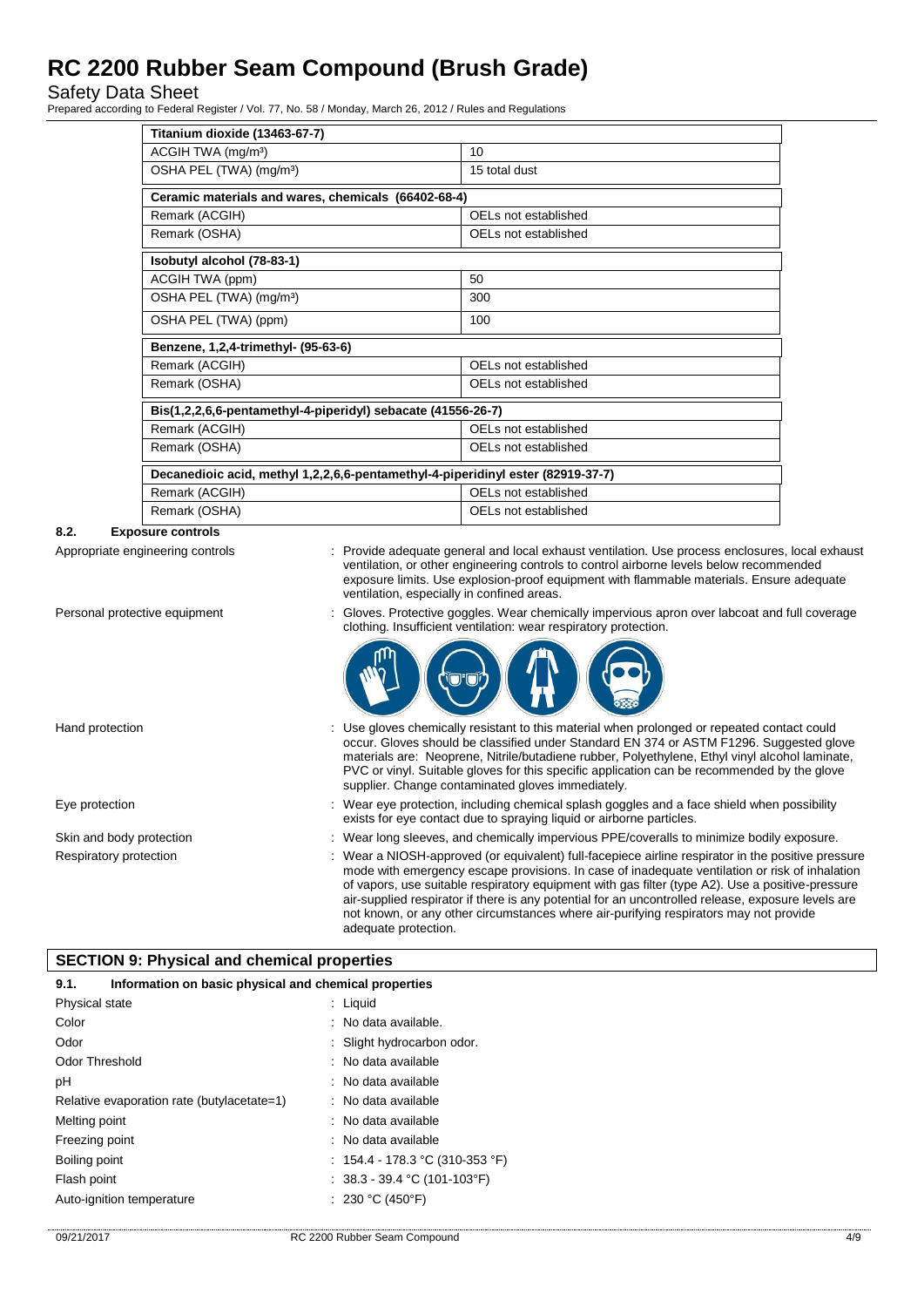| Titanium dioxide (13463-67-7) | |
|---|---|
| ACGIH TWA (mg/m³) | 10 |
| OSHA PEL (TWA) (mg/m³) | 15 total dust |

| Ceramic materials and wares, chemicals (66402-68-4) | |
|---|---|
| Remark (ACGIH) | OELs not established |
| Remark (OSHA) | OELs not established |

| Isobutyl alcohol (78-83-1) | |
|---|---|
| ACGIH TWA (ppm) | 50 |
| OSHA PEL (TWA) (mg/m³) | 300 |
| OSHA PEL (TWA) (ppm) | 100 |

| Benzene, 1,2,4-trimethyl- (95-63-6) | |
|---|---|
| Remark (ACGIH) | OELs not established |
| Remark (OSHA) | OELs not established |

| Bis(1,2,2,6,6-pentamethyl-4-piperidyl) sebacate (41556-26-7) | |
|---|---|
| Remark (ACGIH) | OELs not established |
| Remark (OSHA) | OELs not established |

| Decanedioic acid, methyl 1,2,2,6,6-pentamethyl-4-piperidinyl ester (82919-37-7) | |
|---|---|
| Remark (ACGIH) | OELs not established |
| Remark (OSHA) | OELs not established |

### 8.2. Exposure controls

Appropriate engineering controls : Provide adequate general and local exhaust ventilation. Use process enclosures, local exhaust ventilation, or other engineering controls to control airborne levels below recommended exposure limits. Use explosion-proof equipment with flammable materials. Ensure adequate ventilation, especially in confined areas.

Personal protective equipment : Gloves. Protective goggles. Wear chemically impervious apron over labcoat and full coverage clothing. Insufficient ventilation: wear respiratory protection.

Hand protection : Use gloves chemically resistant to this material when prolonged or repeated contact could occur. Gloves should be classified under Standard EN 374 or ASTM F1296. Suggested glove materials are: Neoprene, Nitrile/butadiene rubber, Polyethylene, Ethyl vinyl alcohol laminate, PVC or vinyl. Suitable gloves for this specific application can be recommended by the glove supplier. Change contaminated gloves immediately.

Eye protection : Wear eye protection, including chemical splash goggles and a face shield when possibility exists for eye contact due to spraying liquid or airborne particles.

Skin and body protection : Wear long sleeves, and chemically impervious PPE/coveralls to minimize bodily exposure.

Respiratory protection : Wear a NIOSH-approved (or equivalent) full-facepiece airline respirator in the positive pressure mode with emergency escape provisions. In case of inadequate ventilation or risk of inhalation of vapors, use suitable respiratory equipment with gas filter (type A2). Use a positive-pressure air-supplied respirator if there is any potential for an uncontrolled release, exposure levels are not known, or any other circumstances where air-purifying respirators may not provide adequate protection.

## SECTION 9: Physical and chemical properties

### 9.1. Information on basic physical and chemical properties

| Property | Value |
|---|---|
| Physical state | Liquid |
| Color | No data available. |
| Odor | Slight hydrocarbon odor. |
| Odor Threshold | No data available |
| pH | No data available |
| Relative evaporation rate (butylacetate=1) | No data available |
| Melting point | No data available |
| Freezing point | No data available |
| Boiling point | 154.4 - 178.3 °C (310-353 °F) |
| Flash point | 38.3 - 39.4 °C (101-103°F) |
| Auto-ignition temperature | 230 °C (450°F) |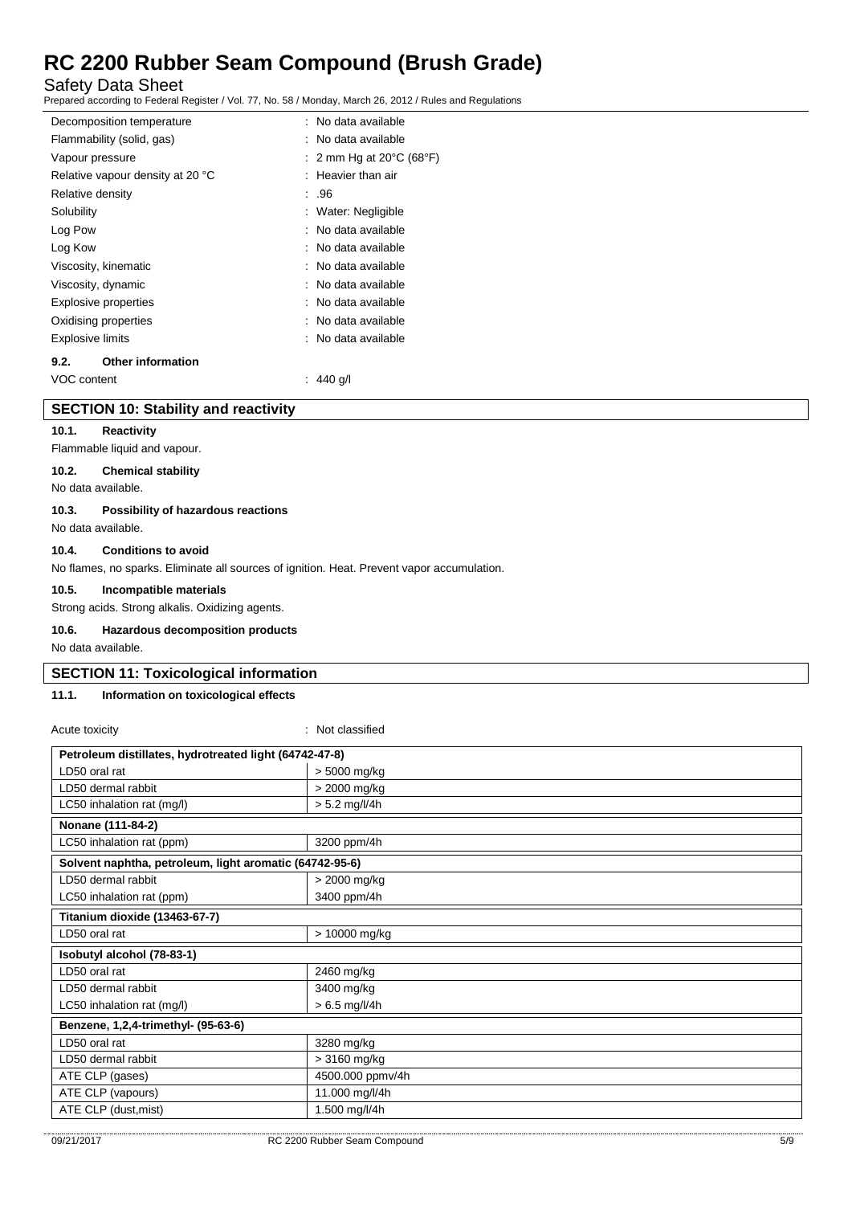| | |
|---|---|
| Decomposition temperature | : No data available |
| Flammability (solid, gas) | : No data available |
| Vapour pressure | : 2 mm Hg at 20°C (68°F) |
| Relative vapour density at 20 °C | : Heavier than air |
| Relative density | : .96 |
| Solubility | : Water: Negligible |
| Log Pow | : No data available |
| Log Kow | : No data available |
| Viscosity, kinematic | : No data available |
| Viscosity, dynamic | : No data available |
| Explosive properties | : No data available |
| Oxidising properties | : No data available |
| Explosive limits | : No data available |

### 9.2. Other information

VOC content : 440 g/l

## SECTION 10: Stability and reactivity

### 10.1. Reactivity

Flammable liquid and vapour.

### 10.2. Chemical stability

No data available.

### 10.3. Possibility of hazardous reactions

No data available.

### 10.4. Conditions to avoid

No flames, no sparks. Eliminate all sources of ignition. Heat. Prevent vapor accumulation.

### 10.5. Incompatible materials

Strong acids. Strong alkalis. Oxidizing agents.

### 10.6. Hazardous decomposition products

No data available.

## SECTION 11: Toxicological information

### 11.1. Information on toxicological effects

Acute toxicity : Not classified

| Petroleum distillates, hydrotreated light (64742-47-8) | |
|---|---|
| LD50 oral rat | > 5000 mg/kg |
| LD50 dermal rabbit | > 2000 mg/kg |
| LC50 inhalation rat (mg/l) | > 5.2 mg/l/4h |
| **Nonane (111-84-2)** | |
| LC50 inhalation rat (ppm) | 3200 ppm/4h |
| **Solvent naphtha, petroleum, light aromatic (64742-95-6)** | |
| LD50 dermal rabbit | > 2000 mg/kg |
| LC50 inhalation rat (ppm) | 3400 ppm/4h |
| **Titanium dioxide (13463-67-7)** | |
| LD50 oral rat | > 10000 mg/kg |
| **Isobutyl alcohol (78-83-1)** | |
| LD50 oral rat | 2460 mg/kg |
| LD50 dermal rabbit | 3400 mg/kg |
| LC50 inhalation rat (mg/l) | > 6.5 mg/l/4h |
| **Benzene, 1,2,4-trimethyl- (95-63-6)** | |
| LD50 oral rat | 3280 mg/kg |
| LD50 dermal rabbit | > 3160 mg/kg |
| ATE CLP (gases) | 4500.000 ppmv/4h |
| ATE CLP (vapours) | 11.000 mg/l/4h |
| ATE CLP (dust,mist) | 1.500 mg/l/4h |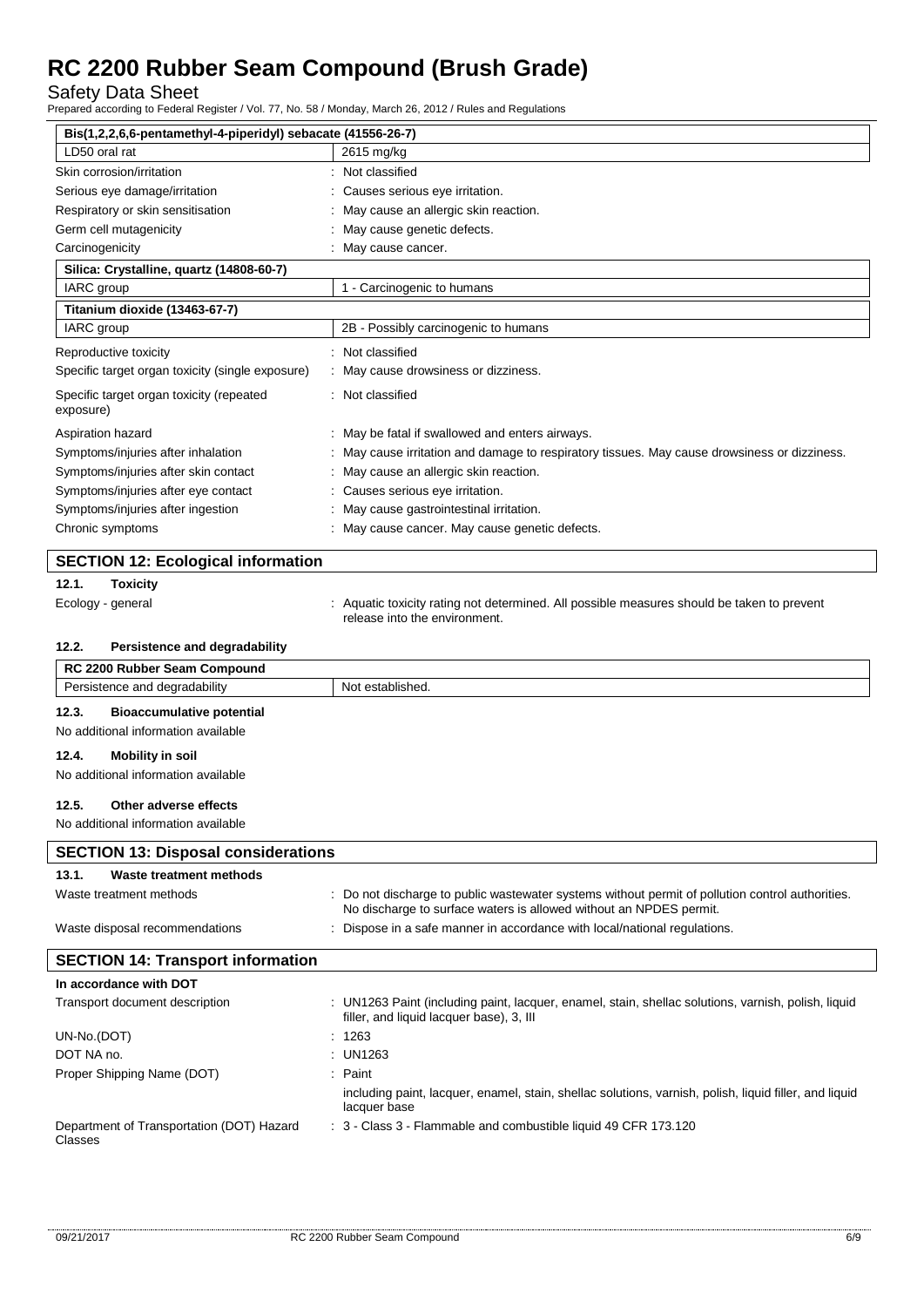| Bis(1,2,2,6,6-pentamethyl-4-piperidyl) sebacate (41556-26-7) | |
|---|---|
| LD50 oral rat | 2615 mg/kg |

Skin corrosion/irritation : Not classified

Serious eye damage/irritation : Causes serious eye irritation.

Respiratory or skin sensitisation : May cause an allergic skin reaction.

Germ cell mutagenicity : May cause genetic defects.

Carcinogenicity : May cause cancer.

| Silica: Crystalline, quartz (14808-60-7) | |
|---|---|
| IARC group | 1 - Carcinogenic to humans |
| **Titanium dioxide (13463-67-7)** | |
| IARC group | 2B - Possibly carcinogenic to humans |

Reproductive toxicity : Not classified

Specific target organ toxicity (single exposure) : May cause drowsiness or dizziness.

Specific target organ toxicity (repeated exposure) : Not classified

Aspiration hazard : May be fatal if swallowed and enters airways.

Symptoms/injuries after inhalation : May cause irritation and damage to respiratory tissues. May cause drowsiness or dizziness.

Symptoms/injuries after skin contact : May cause an allergic skin reaction.

Symptoms/injuries after eye contact : Causes serious eye irritation.

Symptoms/injuries after ingestion : May cause gastrointestinal irritation.

Chronic symptoms : May cause cancer. May cause genetic defects.

## SECTION 12: Ecological information

### 12.1. Toxicity

Ecology - general : Aquatic toxicity rating not determined. All possible measures should be taken to prevent release into the environment.

### 12.2. Persistence and degradability

| RC 2200 Rubber Seam Compound | |
|---|---|
| Persistence and degradability | Not established. |

### 12.3. Bioaccumulative potential

No additional information available

### 12.4. Mobility in soil

No additional information available

### 12.5. Other adverse effects

No additional information available

## SECTION 13: Disposal considerations

### 13.1. Waste treatment methods

Waste treatment methods : Do not discharge to public wastewater systems without permit of pollution control authorities. No discharge to surface waters is allowed without an NPDES permit.

Waste disposal recommendations : Dispose in a safe manner in accordance with local/national regulations.

## SECTION 14: Transport information

**In accordance with DOT**

Transport document description : UN1263 Paint (including paint, lacquer, enamel, stain, shellac solutions, varnish, polish, liquid filler, and liquid lacquer base), 3, III

UN-No.(DOT) : 1263

DOT NA no. : UN1263

Proper Shipping Name (DOT) : Paint

including paint, lacquer, enamel, stain, shellac solutions, varnish, polish, liquid filler, and liquid lacquer base

Department of Transportation (DOT) Hazard Classes : 3 - Class 3 - Flammable and combustible liquid 49 CFR 173.120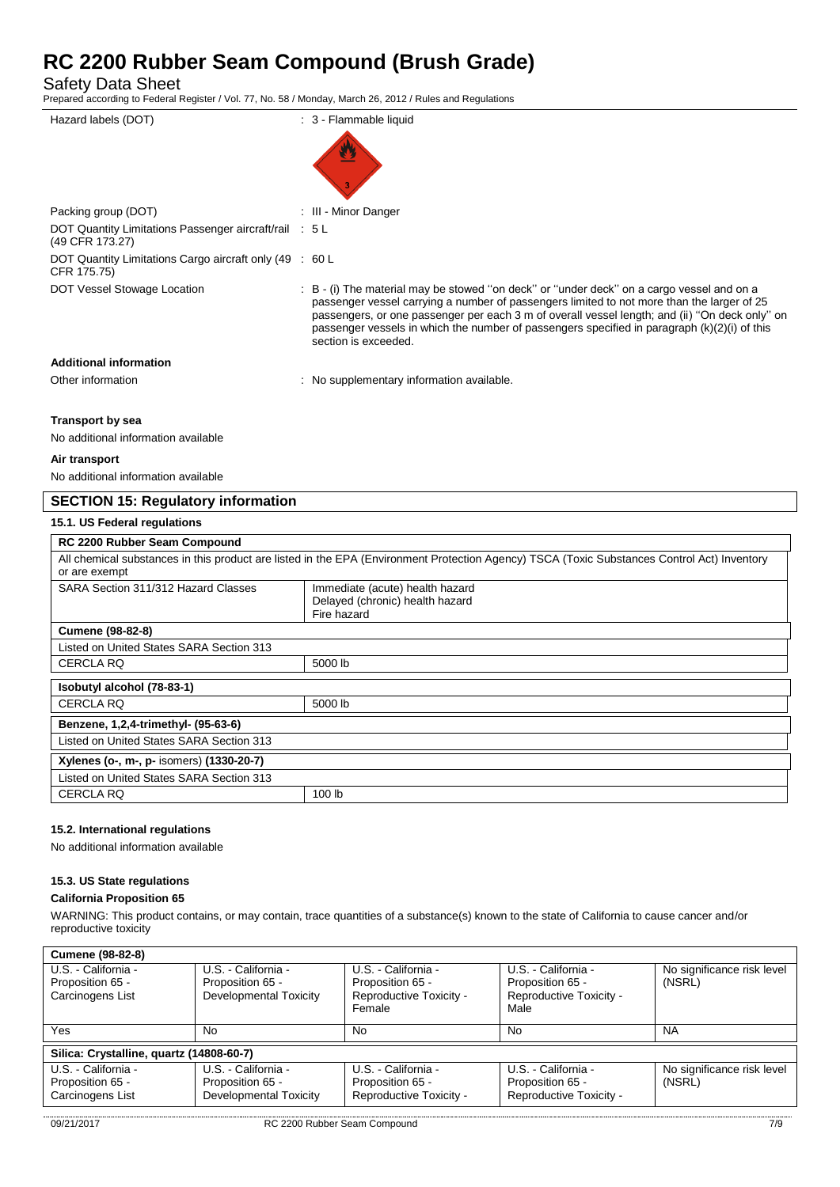# RC 2200 Rubber Seam Compound (Brush Grade)

Safety Data Sheet

Prepared according to Federal Register / Vol. 77, No. 58 / Monday, March 26, 2012 / Rules and Regulations

| | |
|---|---|
| Hazard labels (DOT) | : 3 - Flammable liquid |
| Packing group (DOT) | : III - Minor Danger |
| DOT Quantity Limitations Passenger aircraft/rail (49 CFR 173.27) | : 5 L |
| DOT Quantity Limitations Cargo aircraft only (49 CFR 175.75) | : 60 L |
| DOT Vessel Stowage Location | : B - (i) The material may be stowed ''on deck'' or ''under deck'' on a cargo vessel and on a passenger vessel carrying a number of passengers limited to not more than the larger of 25 passengers, or one passenger per each 3 m of overall vessel length; and (ii) ''On deck only'' on passenger vessels in which the number of passengers specified in paragraph (k)(2)(i) of this section is exceeded. |

**Additional information**

Other information : No supplementary information available.

**Transport by sea**

No additional information available

**Air transport**

No additional information available

## SECTION 15: Regulatory information

### 15.1. US Federal regulations

| RC 2200 Rubber Seam Compound | |
|---|---|
| All chemical substances in this product are listed in the EPA (Environment Protection Agency) TSCA (Toxic Substances Control Act) Inventory or are exempt | |
| SARA Section 311/312 Hazard Classes | Immediate (acute) health hazard<br>Delayed (chronic) health hazard<br>Fire hazard |

| Cumene (98-82-8) | |
|---|---|
| Listed on United States SARA Section 313 | |
| CERCLA RQ | 5000 lb |

| Isobutyl alcohol (78-83-1) | |
|---|---|
| CERCLA RQ | 5000 lb |

| Benzene, 1,2,4-trimethyl- (95-63-6) |
|---|
| Listed on United States SARA Section 313 |

| Xylenes (o-, m-, p- isomers) (1330-20-7) | |
|---|---|
| Listed on United States SARA Section 313 | |
| CERCLA RQ | 100 lb |

### 15.2. International regulations

No additional information available

### 15.3. US State regulations

**California Proposition 65**

WARNING: This product contains, or may contain, trace quantities of a substance(s) known to the state of California to cause cancer and/or reproductive toxicity

| Cumene (98-82-8) | | | | |
|---|---|---|---|---|
| U.S. - California - Proposition 65 - Carcinogens List | U.S. - California - Proposition 65 - Developmental Toxicity | U.S. - California - Proposition 65 - Reproductive Toxicity - Female | U.S. - California - Proposition 65 - Reproductive Toxicity - Male | No significance risk level (NSRL) |
| Yes | No | No | No | NA |

| Silica: Crystalline, quartz (14808-60-7) | | | | |
|---|---|---|---|---|
| U.S. - California - Proposition 65 - Carcinogens List | U.S. - California - Proposition 65 - Developmental Toxicity | U.S. - California - Proposition 65 - Reproductive Toxicity - | U.S. - California - Proposition 65 - Reproductive Toxicity - | No significance risk level (NSRL) |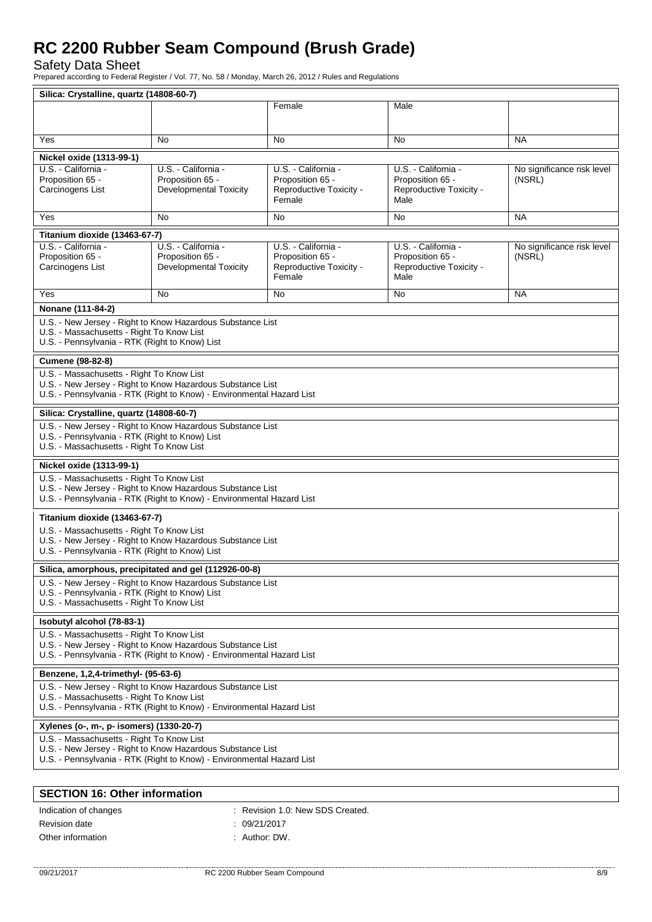# RC 2200 Rubber Seam Compound (Brush Grade)

Safety Data Sheet

Prepared according to Federal Register / Vol. 77, No. 58 / Monday, March 26, 2012 / Rules and Regulations

| Silica: Crystalline, quartz (14808-60-7) | | | | |
|---|---|---|---|---|
| | | Female | Male | |
| Yes | No | No | No | NA |

| Nickel oxide (1313-99-1) | | | | |
|---|---|---|---|---|
| U.S. - California - Proposition 65 - Carcinogens List | U.S. - California - Proposition 65 - Developmental Toxicity | U.S. - California - Proposition 65 - Reproductive Toxicity - Female | U.S. - California - Proposition 65 - Reproductive Toxicity - Male | No significance risk level (NSRL) |
| Yes | No | No | No | NA |

| Titanium dioxide (13463-67-7) | | | | |
|---|---|---|---|---|
| U.S. - California - Proposition 65 - Carcinogens List | U.S. - California - Proposition 65 - Developmental Toxicity | U.S. - California - Proposition 65 - Reproductive Toxicity - Female | U.S. - California - Proposition 65 - Reproductive Toxicity - Male | No significance risk level (NSRL) |
| Yes | No | No | No | NA |

**Nonane (111-84-2)**

U.S. - New Jersey - Right to Know Hazardous Substance List
U.S. - Massachusetts - Right To Know List
U.S. - Pennsylvania - RTK (Right to Know) List

**Cumene (98-82-8)**

U.S. - Massachusetts - Right To Know List
U.S. - New Jersey - Right to Know Hazardous Substance List
U.S. - Pennsylvania - RTK (Right to Know) - Environmental Hazard List

**Silica: Crystalline, quartz (14808-60-7)**

U.S. - New Jersey - Right to Know Hazardous Substance List
U.S. - Pennsylvania - RTK (Right to Know) List
U.S. - Massachusetts - Right To Know List

**Nickel oxide (1313-99-1)**

U.S. - Massachusetts - Right To Know List
U.S. - New Jersey - Right to Know Hazardous Substance List
U.S. - Pennsylvania - RTK (Right to Know) - Environmental Hazard List

**Titanium dioxide (13463-67-7)**

U.S. - Massachusetts - Right To Know List
U.S. - New Jersey - Right to Know Hazardous Substance List
U.S. - Pennsylvania - RTK (Right to Know) List

**Silica, amorphous, precipitated and gel (112926-00-8)**

U.S. - New Jersey - Right to Know Hazardous Substance List
U.S. - Pennsylvania - RTK (Right to Know) List
U.S. - Massachusetts - Right To Know List

**Isobutyl alcohol (78-83-1)**

U.S. - Massachusetts - Right To Know List
U.S. - New Jersey - Right to Know Hazardous Substance List
U.S. - Pennsylvania - RTK (Right to Know) - Environmental Hazard List

**Benzene, 1,2,4-trimethyl- (95-63-6)**

U.S. - New Jersey - Right to Know Hazardous Substance List
U.S. - Massachusetts - Right To Know List
U.S. - Pennsylvania - RTK (Right to Know) - Environmental Hazard List

**Xylenes (o-, m-, p- isomers) (1330-20-7)**

U.S. - Massachusetts - Right To Know List
U.S. - New Jersey - Right to Know Hazardous Substance List
U.S. - Pennsylvania - RTK (Right to Know) - Environmental Hazard List

## SECTION 16: Other information

Indication of changes : Revision 1.0: New SDS Created.

Revision date : 09/21/2017

Other information : Author: DW.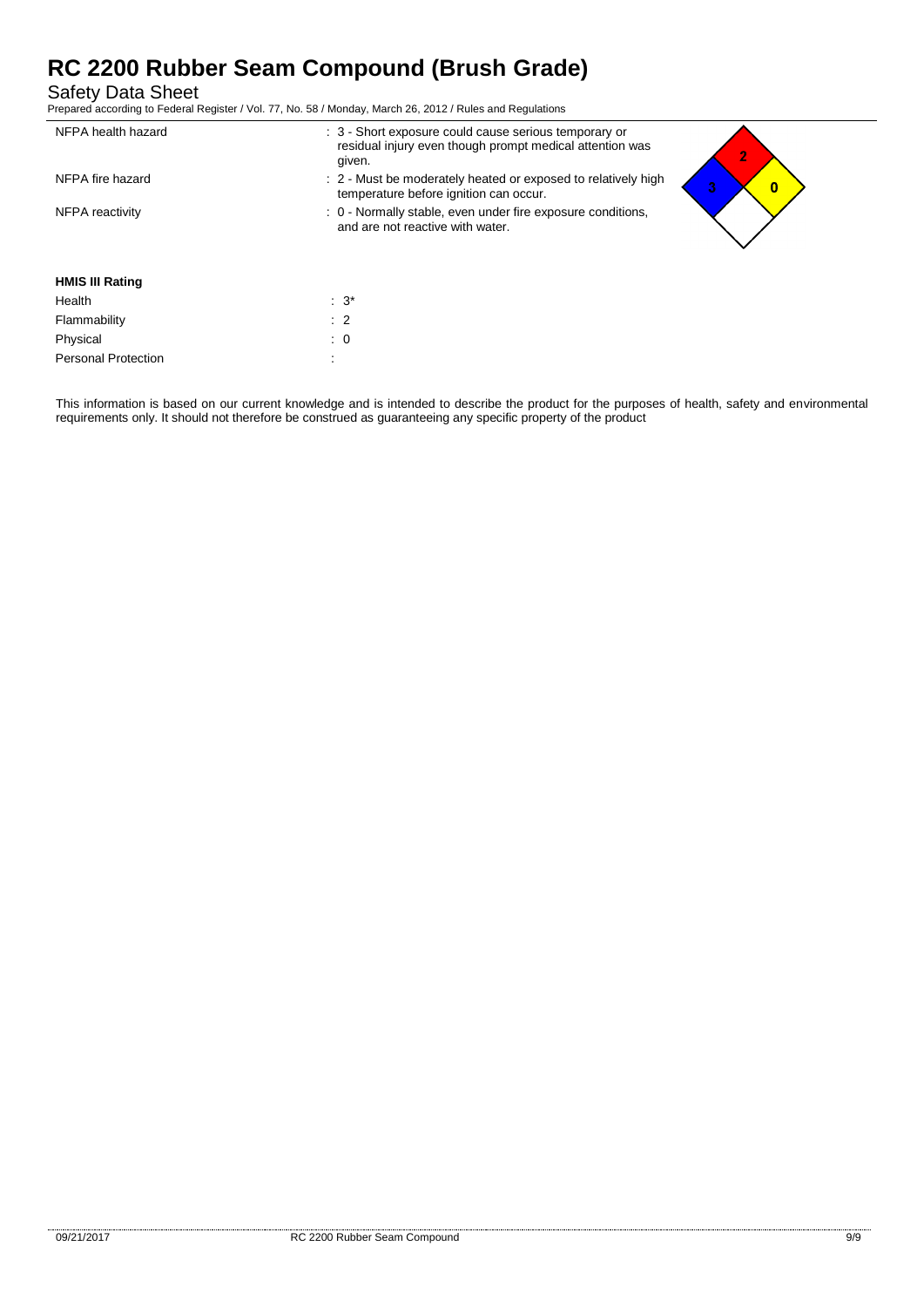NFPA health hazard : 3 - Short exposure could cause serious temporary or residual injury even though prompt medical attention was given.

NFPA fire hazard : 2 - Must be moderately heated or exposed to relatively high temperature before ignition can occur.

NFPA reactivity : 0 - Normally stable, even under fire exposure conditions, and are not reactive with water.

**HMIS III Rating**

| | |
|---|---|
| Health | : 3* |
| Flammability | : 2 |
| Physical | : 0 |
| Personal Protection | : |

This information is based on our current knowledge and is intended to describe the product for the purposes of health, safety and environmental requirements only. It should not therefore be construed as guaranteeing any specific property of the product